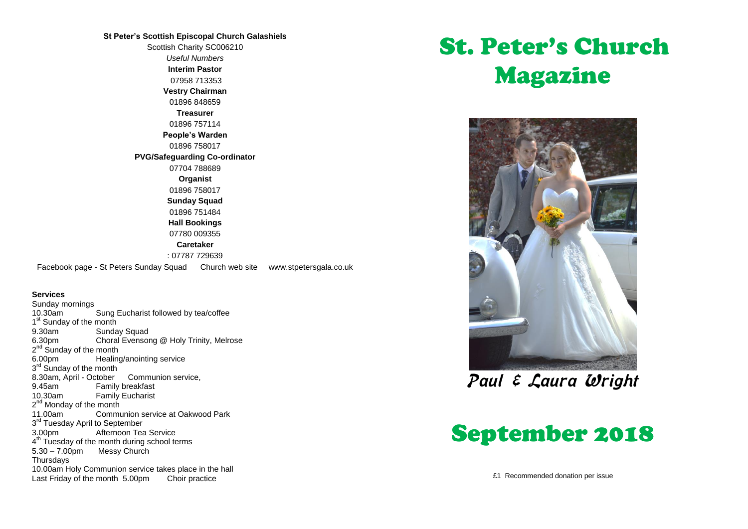**St Peter's Scottish Episcopal Church Galashiels**

Scottish Charity SC006210

*Useful Numbers*

**Interim Pastor**
07958 713353

**Vestry Chairman**
01896 848659

**Treasurer**
01896 757114

**People's Warden**
01896 758017

**PVG/Safeguarding Co-ordinator**
07704 788689

**Organist**
01896 758017

**Sunday Squad**
01896 751484

**Hall Bookings**
07780 009355

**Caretaker**
: 07787 729639

Facebook page - St Peters Sunday Squad     Church web site     www.stpetersgala.co.uk

**Services**

Sunday mornings
10.30am     Sung Eucharist followed by tea/coffee

1st Sunday of the month
9.30am     Sunday Squad
6.30pm     Choral Evensong @ Holy Trinity, Melrose

2nd Sunday of the month
6.00pm     Healing/anointing service

3rd Sunday of the month
8.30am, April - October     Communion service,
9.45am     Family breakfast
10.30am     Family Eucharist

2nd Monday of the month
11.00am     Communion service at Oakwood Park

3rd Tuesday April to September
3.00pm     Afternoon Tea Service

4th Tuesday of the month during school terms
5.30 – 7.00pm     Messy Church

Thursdays
10.00am Holy Communion service takes place in the hall

Last Friday of the month 5.00pm     Choir practice

# St. Peter's Church Magazine

*Paul & Laura Wright*

# September 2018

£1 Recommended donation per issue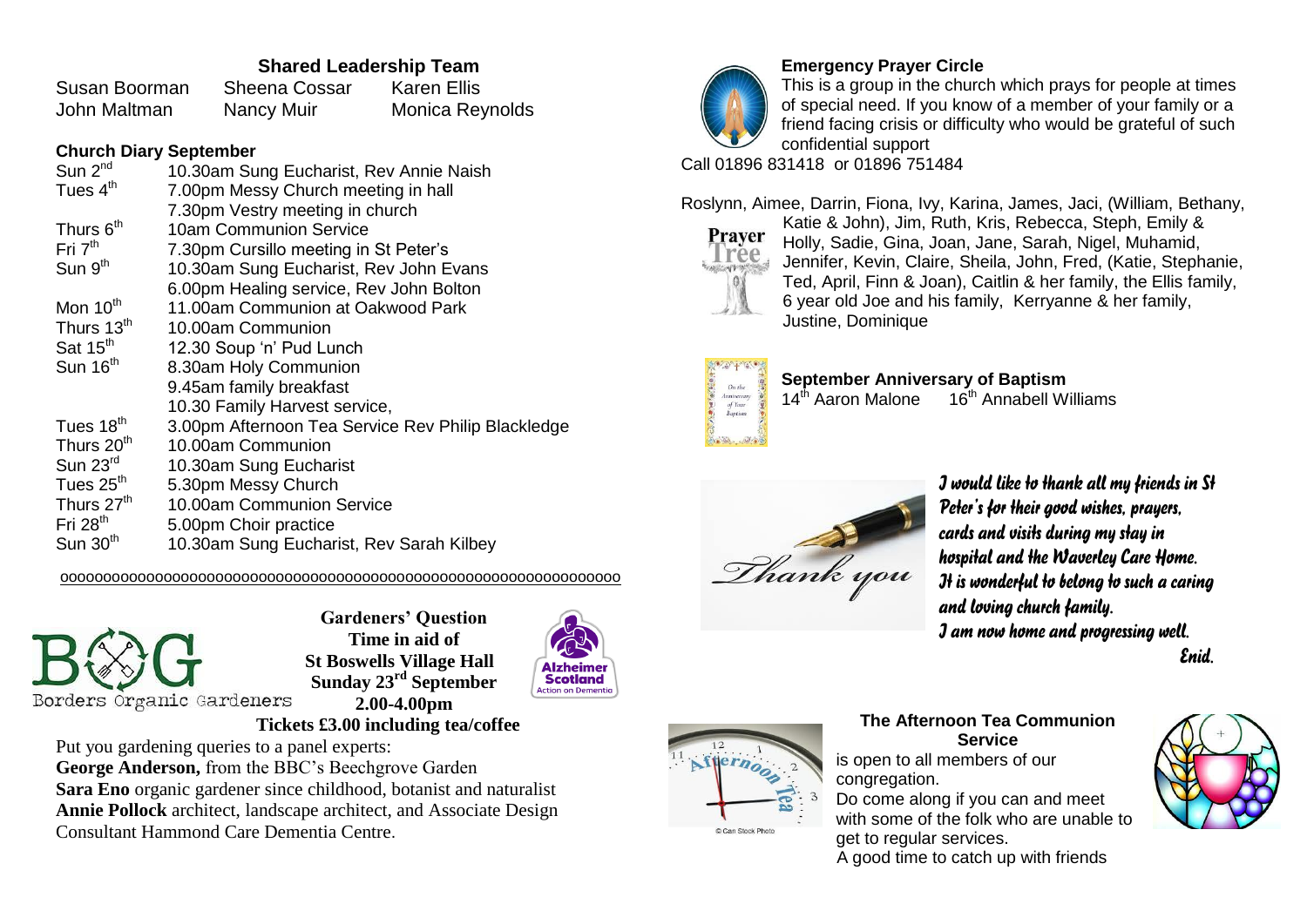## Shared Leadership Team

| | | |
|---|---|---|
| Susan Boorman | Sheena Cossar | Karen Ellis |
| John Maltman | Nancy Muir | Monica Reynolds |

### Church Diary September

| | |
|---|---|
| Sun 2nd | 10.30am Sung Eucharist, Rev Annie Naish |
| Tues 4th | 7.00pm Messy Church meeting in hall |
| | 7.30pm Vestry meeting in church |
| Thurs 6th | 10am Communion Service |
| Fri 7th | 7.30pm Cursillo meeting in St Peter's |
| Sun 9th | 10.30am Sung Eucharist, Rev John Evans |
| | 6.00pm Healing service, Rev John Bolton |
| Mon 10th | 11.00am Communion at Oakwood Park |
| Thurs 13th | 10.00am Communion |
| Sat 15th | 12.30 Soup 'n' Pud Lunch |
| Sun 16th | 8.30am Holy Communion |
| | 9.45am family breakfast |
| | 10.30 Family Harvest service, |
| Tues 18th | 3.00pm Afternoon Tea Service Rev Philip Blackledge |
| Thurs 20th | 10.00am Communion |
| Sun 23rd | 10.30am Sung Eucharist |
| Tues 25th | 5.30pm Messy Church |
| Thurs 27th | 10.00am Communion Service |
| Fri 28th | 5.00pm Choir practice |
| Sun 30th | 10.30am Sung Eucharist, Rev Sarah Kilbey |

oooooooooooooooooooooooooooooooooooooooooooooooooooooooooooooooo

Borders Organic Gardeners

**Gardeners' Question Time in aid of St Boswells Village Hall Sunday 23rd September 2.00-4.00pm**

**Tickets £3.00 including tea/coffee**

Alzheimer Scotland Action on Dementia

Put you gardening queries to a panel experts:

**George Anderson,** from the BBC's Beechgrove Garden

**Sara Eno** organic gardener since childhood, botanist and naturalist

**Annie Pollock** architect, landscape architect, and Associate Design Consultant Hammond Care Dementia Centre.

### Emergency Prayer Circle

This is a group in the church which prays for people at times of special need. If you know of a member of your family or a friend facing crisis or difficulty who would be grateful of such confidential support

Call 01896 831418 or 01896 751484

Prayer Tree

Roslynn, Aimee, Darrin, Fiona, Ivy, Karina, James, Jaci, (William, Bethany, Katie & John), Jim, Ruth, Kris, Rebecca, Steph, Emily & Holly, Sadie, Gina, Joan, Jane, Sarah, Nigel, Muhamid, Jennifer, Kevin, Claire, Sheila, John, Fred, (Katie, Stephanie, Ted, April, Finn & Joan), Caitlin & her family, the Ellis family, 6 year old Joe and his family, Kerryanne & her family, Justine, Dominique

### September Anniversary of Baptism

14th Aaron Malone 16th Annabell Williams

Thank you

*I would like to thank all my friends in St Peter's for their good wishes, prayers, cards and visits during my stay in hospital and the Waverley Care Home. It is wonderful to belong to such a caring and loving church family. I am now home and progressing well.*

*Enid.*

### The Afternoon Tea Communion Service

is open to all members of our congregation.

Do come along if you can and meet with some of the folk who are unable to get to regular services.

A good time to catch up with friends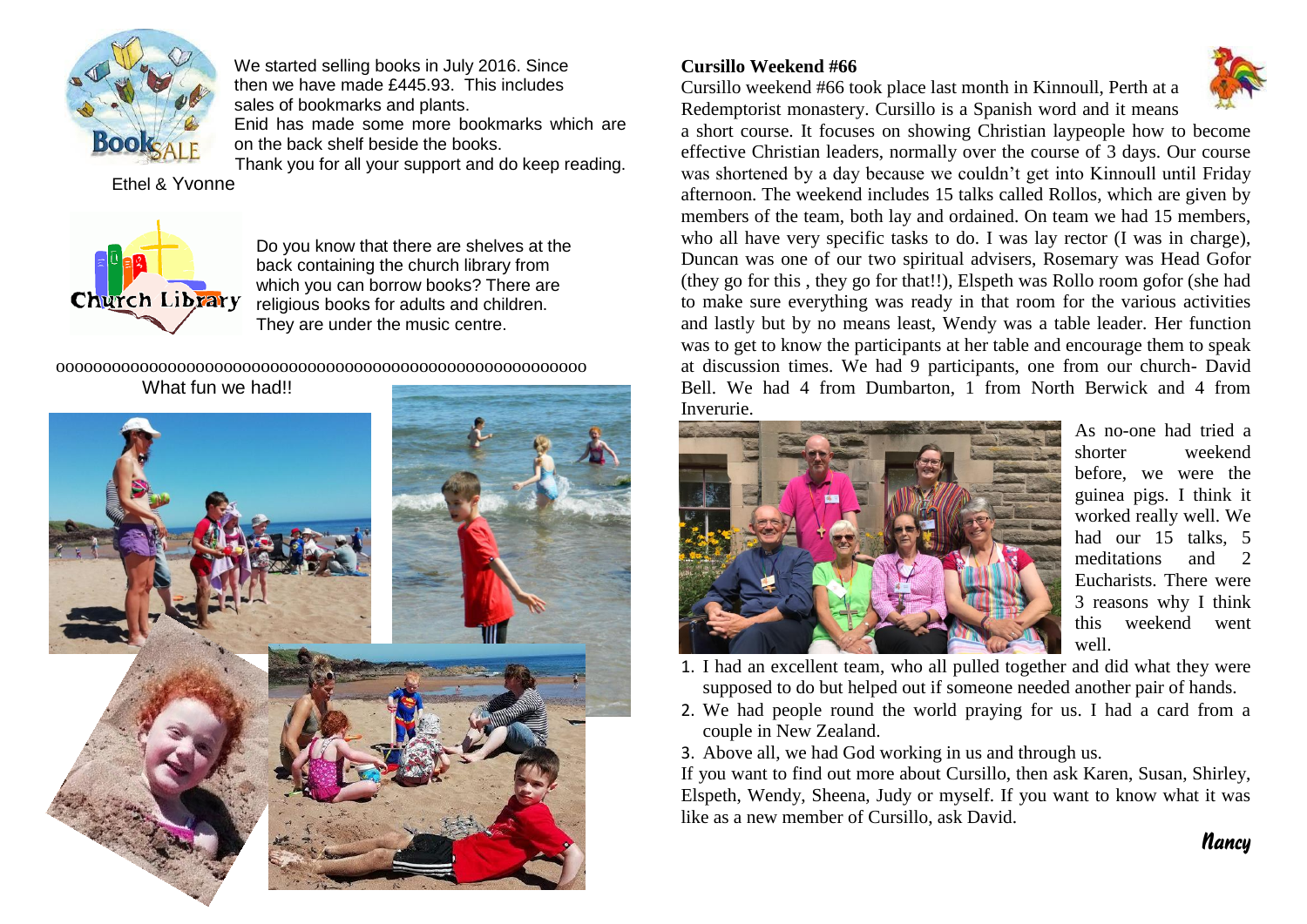We started selling books in July 2016. Since then we have made £445.93. This includes sales of bookmarks and plants.

Enid has made some more bookmarks which are on the back shelf beside the books.

Thank you for all your support and do keep reading.

Ethel & Yvonne

Do you know that there are shelves at the back containing the church library from which you can borrow books? There are religious books for adults and children. They are under the music centre.

oooooooooooooooooooooooooooooooooooooooooooooooooooooo

What fun we had!!

**Cursillo Weekend #66**

Cursillo weekend #66 took place last month in Kinnoull, Perth at a Redemptorist monastery. Cursillo is a Spanish word and it means a short course. It focuses on showing Christian laypeople how to become effective Christian leaders, normally over the course of 3 days. Our course was shortened by a day because we couldn't get into Kinnoull until Friday afternoon. The weekend includes 15 talks called Rollos, which are given by members of the team, both lay and ordained. On team we had 15 members, who all have very specific tasks to do. I was lay rector (I was in charge), Duncan was one of our two spiritual advisers, Rosemary was Head Gofor (they go for this , they go for that!!), Elspeth was Rollo room gofor (she had to make sure everything was ready in that room for the various activities and lastly but by no means least, Wendy was a table leader. Her function was to get to know the participants at her table and encourage them to speak at discussion times. We had 9 participants, one from our church- David Bell. We had 4 from Dumbarton, 1 from North Berwick and 4 from Inverurie.

As no-one had tried a shorter weekend before, we were the guinea pigs. I think it worked really well. We had our 15 talks, 5 meditations and 2 Eucharists. There were 3 reasons why I think this weekend went well.

1. I had an excellent team, who all pulled together and did what they were supposed to do but helped out if someone needed another pair of hands.
2. We had people round the world praying for us. I had a card from a couple in New Zealand.
3. Above all, we had God working in us and through us.

If you want to find out more about Cursillo, then ask Karen, Susan, Shirley, Elspeth, Wendy, Sheena, Judy or myself. If you want to know what it was like as a new member of Cursillo, ask David.

Nancy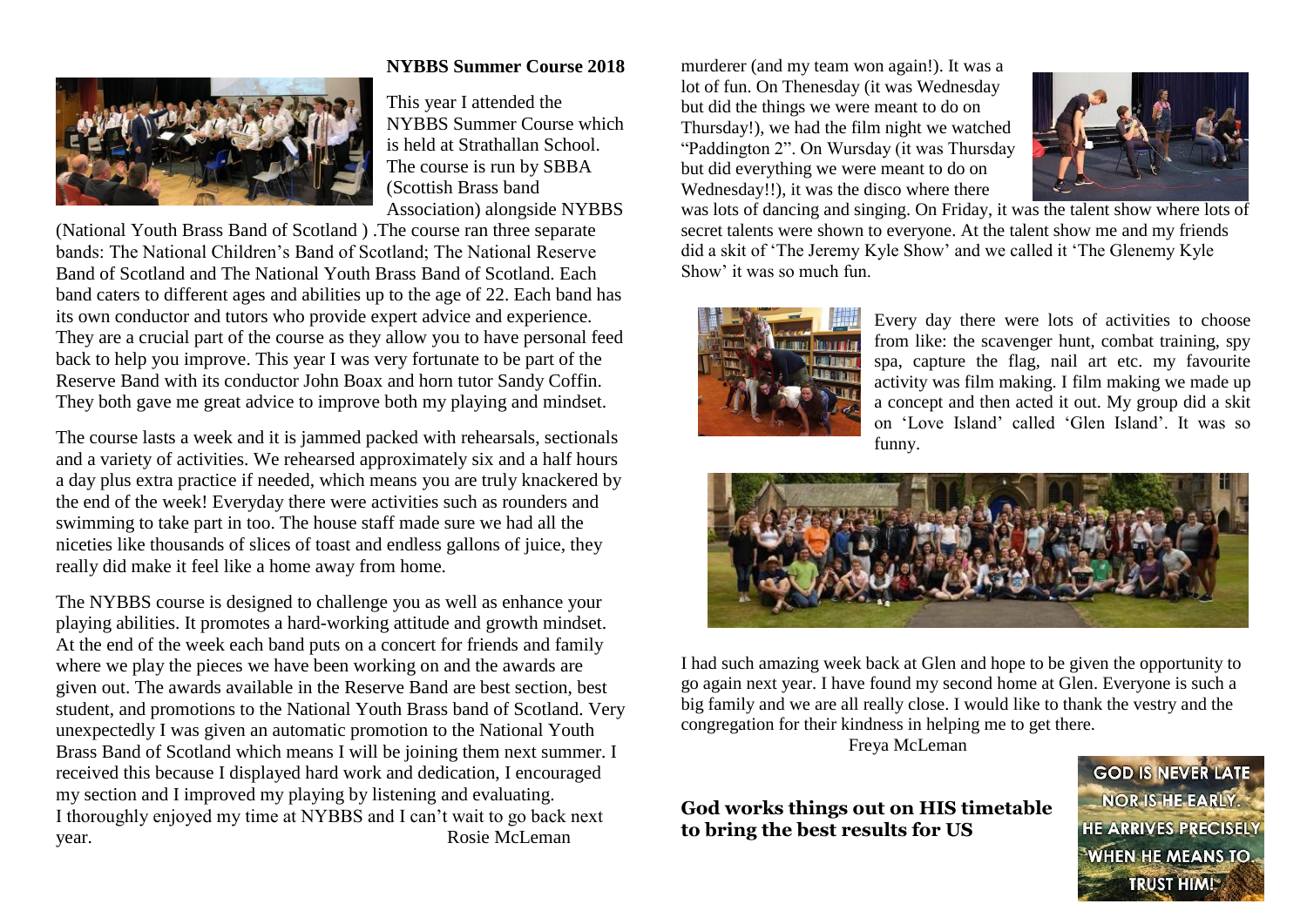### NYBBS Summer Course 2018

This year I attended the NYBBS Summer Course which is held at Strathallan School. The course is run by SBBA (Scottish Brass band Association) alongside NYBBS (National Youth Brass Band of Scotland ) .The course ran three separate bands: The National Children's Band of Scotland; The National Reserve Band of Scotland and The National Youth Brass Band of Scotland. Each band caters to different ages and abilities up to the age of 22. Each band has its own conductor and tutors who provide expert advice and experience. They are a crucial part of the course as they allow you to have personal feed back to help you improve. This year I was very fortunate to be part of the Reserve Band with its conductor John Boax and horn tutor Sandy Coffin. They both gave me great advice to improve both my playing and mindset.

The course lasts a week and it is jammed packed with rehearsals, sectionals and a variety of activities. We rehearsed approximately six and a half hours a day plus extra practice if needed, which means you are truly knackered by the end of the week! Everyday there were activities such as rounders and swimming to take part in too. The house staff made sure we had all the niceties like thousands of slices of toast and endless gallons of juice, they really did make it feel like a home away from home.

The NYBBS course is designed to challenge you as well as enhance your playing abilities. It promotes a hard-working attitude and growth mindset. At the end of the week each band puts on a concert for friends and family where we play the pieces we have been working on and the awards are given out. The awards available in the Reserve Band are best section, best student, and promotions to the National Youth Brass band of Scotland. Very unexpectedly I was given an automatic promotion to the National Youth Brass Band of Scotland which means I will be joining them next summer. I received this because I displayed hard work and dedication, I encouraged my section and I improved my playing by listening and evaluating.
I thoroughly enjoyed my time at NYBBS and I can't wait to go back next year.

Rosie McLeman

murderer (and my team won again!). It was a lot of fun. On Thenesday (it was Wednesday but did the things we were meant to do on Thursday!), we had the film night we watched "Paddington 2". On Wursday (it was Thursday but did everything we were meant to do on Wednesday!!), it was the disco where there was lots of dancing and singing. On Friday, it was the talent show where lots of secret talents were shown to everyone. At the talent show me and my friends did a skit of 'The Jeremy Kyle Show' and we called it 'The Glenemy Kyle Show' it was so much fun.

Every day there were lots of activities to choose from like: the scavenger hunt, combat training, spy spa, capture the flag, nail art etc. my favourite activity was film making. I film making we made up a concept and then acted it out. My group did a skit on 'Love Island' called 'Glen Island'. It was so funny.

I had such amazing week back at Glen and hope to be given the opportunity to go again next year. I have found my second home at Glen. Everyone is such a big family and we are all really close. I would like to thank the vestry and the congregation for their kindness in helping me to get there.

Freya McLeman

**God works things out on HIS timetable to bring the best results for US**

GOD IS NEVER LATE NOR IS HE EARLY. HE ARRIVES PRECISELY WHEN HE MEANS TO. TRUST HIM!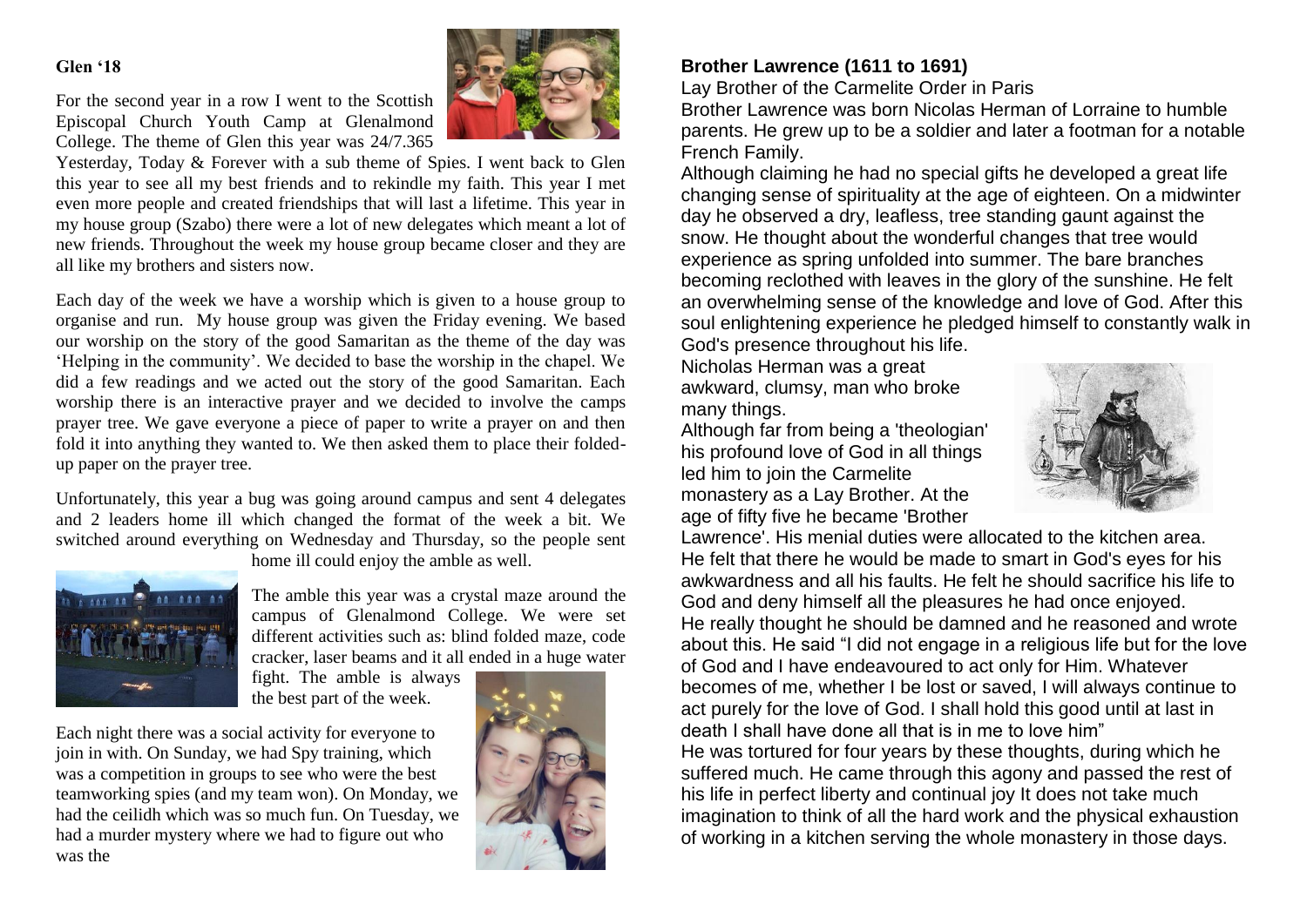## Glen '18

For the second year in a row I went to the Scottish Episcopal Church Youth Camp at Glenalmond College. The theme of Glen this year was 24/7.365 Yesterday, Today & Forever with a sub theme of Spies. I went back to Glen this year to see all my best friends and to rekindle my faith. This year I met even more people and created friendships that will last a lifetime. This year in my house group (Szabo) there were a lot of new delegates which meant a lot of new friends. Throughout the week my house group became closer and they are all like my brothers and sisters now.

Each day of the week we have a worship which is given to a house group to organise and run. My house group was given the Friday evening. We based our worship on the story of the good Samaritan as the theme of the day was 'Helping in the community'. We decided to base the worship in the chapel. We did a few readings and we acted out the story of the good Samaritan. Each worship there is an interactive prayer and we decided to involve the camps prayer tree. We gave everyone a piece of paper to write a prayer on and then fold it into anything they wanted to. We then asked them to place their folded-up paper on the prayer tree.

Unfortunately, this year a bug was going around campus and sent 4 delegates and 2 leaders home ill which changed the format of the week a bit. We switched around everything on Wednesday and Thursday, so the people sent home ill could enjoy the amble as well.

The amble this year was a crystal maze around the campus of Glenalmond College. We were set different activities such as: blind folded maze, code cracker, laser beams and it all ended in a huge water fight. The amble is always the best part of the week.

Each night there was a social activity for everyone to join in with. On Sunday, we had Spy training, which was a competition in groups to see who were the best teamworking spies (and my team won). On Monday, we had the ceilidh which was so much fun. On Tuesday, we had a murder mystery where we had to figure out who was the

## Brother Lawrence (1611 to 1691)

Lay Brother of the Carmelite Order in Paris

Brother Lawrence was born Nicolas Herman of Lorraine to humble parents. He grew up to be a soldier and later a footman for a notable French Family.

Although claiming he had no special gifts he developed a great life changing sense of spirituality at the age of eighteen. On a midwinter day he observed a dry, leafless, tree standing gaunt against the snow. He thought about the wonderful changes that tree would experience as spring unfolded into summer. The bare branches becoming reclothed with leaves in the glory of the sunshine. He felt an overwhelming sense of the knowledge and love of God. After this soul enlightening experience he pledged himself to constantly walk in God's presence throughout his life.

Nicholas Herman was a great awkward, clumsy, man who broke many things.

Although far from being a 'theologian' his profound love of God in all things led him to join the Carmelite monastery as a Lay Brother. At the age of fifty five he became 'Brother Lawrence'. His menial duties were allocated to the kitchen area. He felt that there he would be made to smart in God's eyes for his awkwardness and all his faults. He felt he should sacrifice his life to God and deny himself all the pleasures he had once enjoyed.

He really thought he should be damned and he reasoned and wrote about this. He said "I did not engage in a religious life but for the love of God and I have endeavoured to act only for Him. Whatever becomes of me, whether I be lost or saved, I will always continue to act purely for the love of God. I shall hold this good until at last in death I shall have done all that is in me to love him"

He was tortured for four years by these thoughts, during which he suffered much. He came through this agony and passed the rest of his life in perfect liberty and continual joy It does not take much imagination to think of all the hard work and the physical exhaustion of working in a kitchen serving the whole monastery in those days.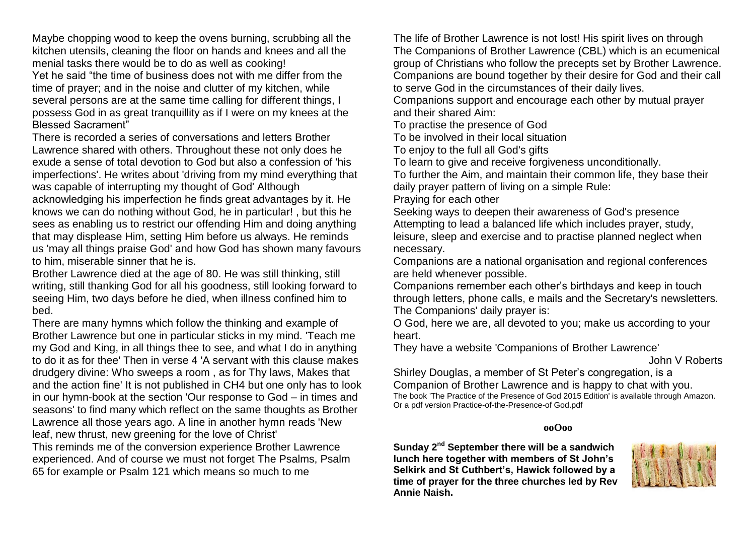Maybe chopping wood to keep the ovens burning, scrubbing all the kitchen utensils, cleaning the floor on hands and knees and all the menial tasks there would be to do as well as cooking!

Yet he said "the time of business does not with me differ from the time of prayer; and in the noise and clutter of my kitchen, while several persons are at the same time calling for different things, I possess God in as great tranquillity as if I were on my knees at the Blessed Sacrament"

There is recorded a series of conversations and letters Brother Lawrence shared with others. Throughout these not only does he exude a sense of total devotion to God but also a confession of 'his imperfections'. He writes about 'driving from my mind everything that was capable of interrupting my thought of God' Although acknowledging his imperfection he finds great advantages by it. He knows we can do nothing without God, he in particular! , but this he sees as enabling us to restrict our offending Him and doing anything that may displease Him, setting Him before us always. He reminds us 'may all things praise God' and how God has shown many favours to him, miserable sinner that he is.

Brother Lawrence died at the age of 80. He was still thinking, still writing, still thanking God for all his goodness, still looking forward to seeing Him, two days before he died, when illness confined him to bed.

There are many hymns which follow the thinking and example of Brother Lawrence but one in particular sticks in my mind. 'Teach me my God and King, in all things thee to see, and what I do in anything to do it as for thee' Then in verse 4 'A servant with this clause makes drudgery divine: Who sweeps a room , as for Thy laws, Makes that and the action fine' It is not published in CH4 but one only has to look in our hymn-book at the section 'Our response to God – in times and seasons' to find many which reflect on the same thoughts as Brother Lawrence all those years ago. A line in another hymn reads 'New leaf, new thrust, new greening for the love of Christ'

This reminds me of the conversion experience Brother Lawrence experienced. And of course we must not forget The Psalms, Psalm 65 for example or Psalm 121 which means so much to me

The life of Brother Lawrence is not lost! His spirit lives on through The Companions of Brother Lawrence (CBL) which is an ecumenical group of Christians who follow the precepts set by Brother Lawrence. Companions are bound together by their desire for God and their call to serve God in the circumstances of their daily lives.

Companions support and encourage each other by mutual prayer and their shared Aim:

To practise the presence of God

To be involved in their local situation

To enjoy to the full all God's gifts

To learn to give and receive forgiveness unconditionally.

To further the Aim, and maintain their common life, they base their daily prayer pattern of living on a simple Rule:

Praying for each other

Seeking ways to deepen their awareness of God's presence

Attempting to lead a balanced life which includes prayer, study, leisure, sleep and exercise and to practise planned neglect when necessary.

Companions are a national organisation and regional conferences are held whenever possible.

Companions remember each other's birthdays and keep in touch through letters, phone calls, e mails and the Secretary's newsletters.

The Companions' daily prayer is:

O God, here we are, all devoted to you; make us according to your heart.

They have a website 'Companions of Brother Lawrence'

John V Roberts

Shirley Douglas, a member of St Peter's congregation, is a Companion of Brother Lawrence and is happy to chat with you.

The book 'The Practice of the Presence of God 2015 Edition' is available through Amazon. Or a pdf version Practice-of-the-Presence-of God.pdf

ooOoo

**Sunday 2nd September there will be a sandwich lunch here together with members of St John's Selkirk and St Cuthbert's, Hawick followed by a time of prayer for the three churches led by Rev Annie Naish.**